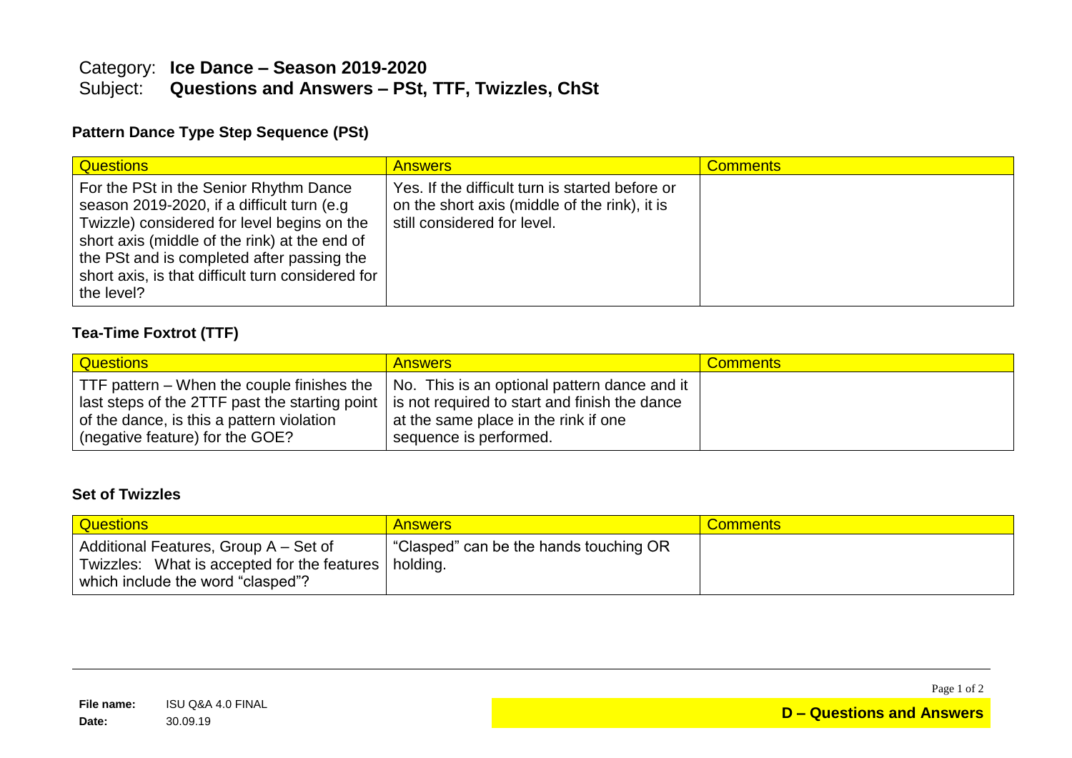Category: **Ice Dance – Season 2019-2020**

Subject: **Questions and Answers – PSt, TTF, Twizzles, ChSt**

### Pattern Dance Type Step Sequence (PSt)

| Questions | Answers | Comments |
|---|---|---|
| For the PSt in the Senior Rhythm Dance season 2019-2020, if a difficult turn (e.g Twizzle) considered for level begins on the short axis (middle of the rink) at the end of the PSt and is completed after passing the short axis, is that difficult turn considered for the level? | Yes. If the difficult turn is started before or on the short axis (middle of the rink), it is still considered for level. | |

### Tea-Time Foxtrot (TTF)

| Questions | Answers | Comments |
|---|---|---|
| TTF pattern – When the couple finishes the last steps of the 2TTF past the starting point of the dance, is this a pattern violation (negative feature) for the GOE? | No. This is an optional pattern dance and it is not required to start and finish the dance at the same place in the rink if one sequence is performed. | |

### Set of Twizzles

| Questions | Answers | Comments |
|---|---|---|
| Additional Features, Group A – Set of Twizzles: What is accepted for the features which include the word "clasped"? | "Clasped" can be the hands touching OR holding. | |

**File name:** ISU Q&A 4.0 FINAL
**Date:** 30.09.19

**D – Questions and Answers**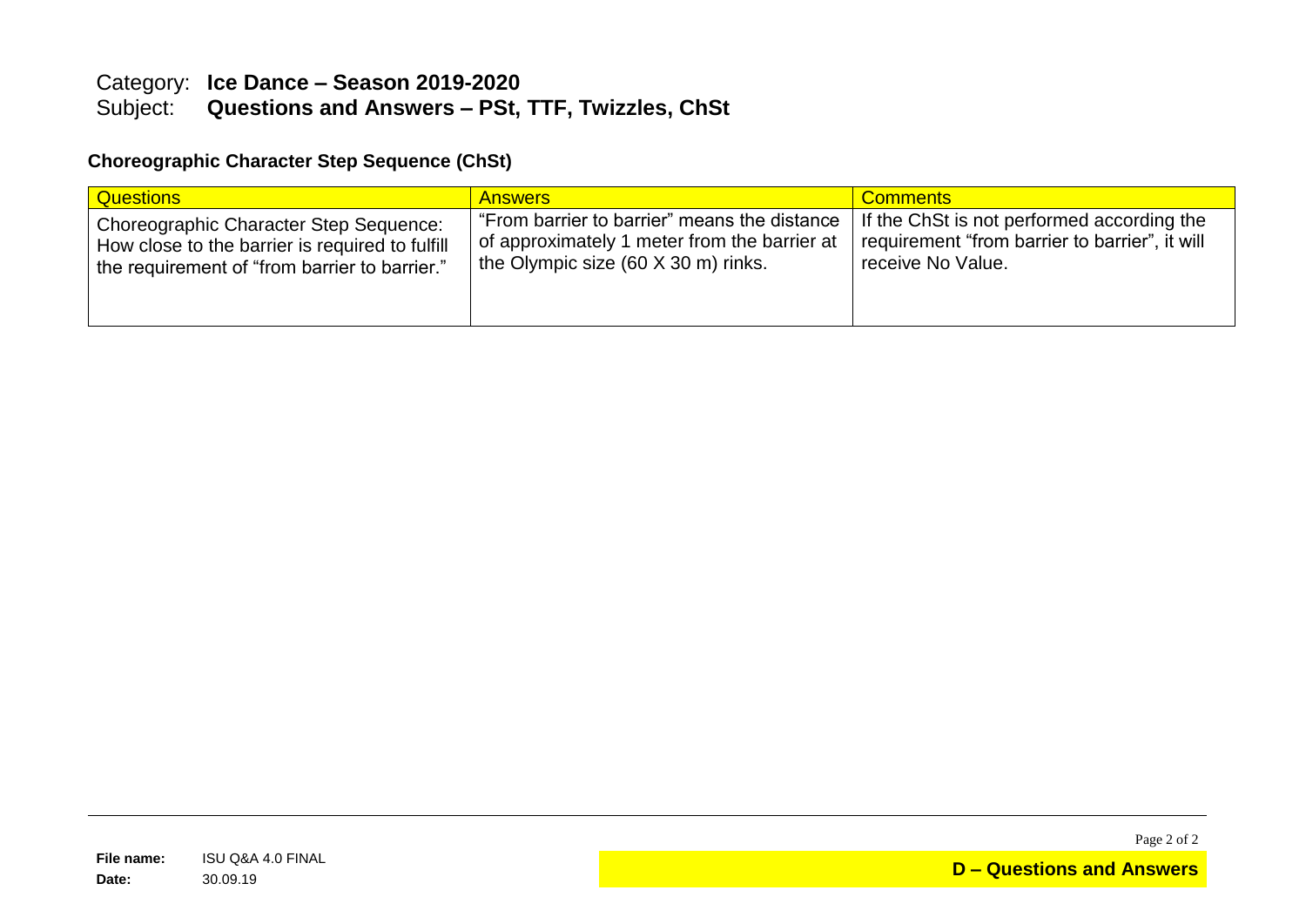Category: **Ice Dance – Season 2019-2020**

Subject: **Questions and Answers – PSt, TTF, Twizzles, ChSt**

### Choreographic Character Step Sequence (ChSt)

| Questions | Answers | Comments |
| --- | --- | --- |
| Choreographic Character Step Sequence: How close to the barrier is required to fulfill the requirement of "from barrier to barrier." | "From barrier to barrier" means the distance of approximately 1 meter from the barrier at the Olympic size (60 X 30 m) rinks. | If the ChSt is not performed according the requirement "from barrier to barrier", it will receive No Value. |

**File name:** ISU Q&A 4.0 FINAL

**Date:** 30.09.19

**D – Questions and Answers**